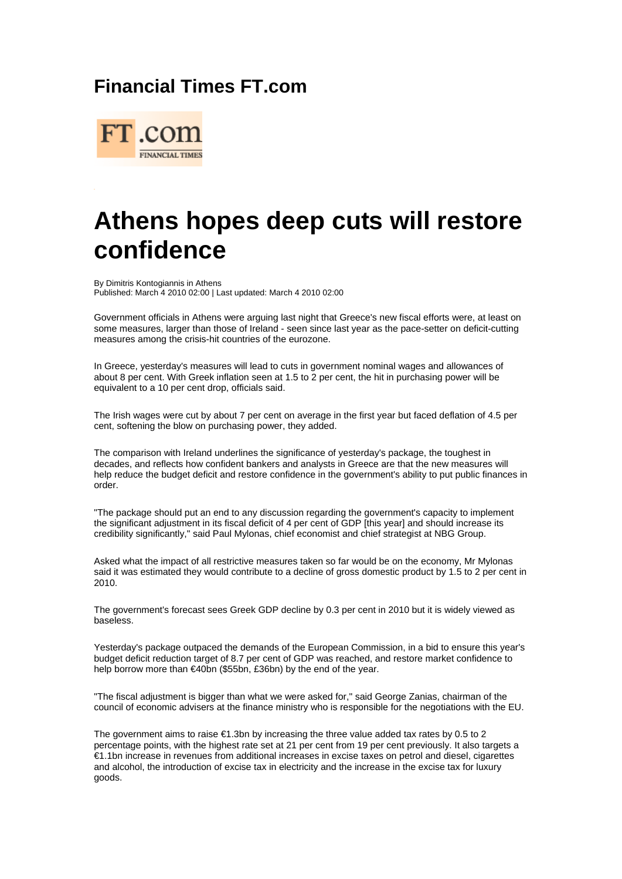# Financial Times FT.com

# Athens hopes deep cuts will restore confidence

By Dimitris Kontogiannis in Athens
Published: March 4 2010 02:00 | Last updated: March 4 2010 02:00

Government officials in Athens were arguing last night that Greece's new fiscal efforts were, at least on some measures, larger than those of Ireland - seen since last year as the pace-setter on deficit-cutting measures among the crisis-hit countries of the eurozone.

In Greece, yesterday's measures will lead to cuts in government nominal wages and allowances of about 8 per cent. With Greek inflation seen at 1.5 to 2 per cent, the hit in purchasing power will be equivalent to a 10 per cent drop, officials said.

The Irish wages were cut by about 7 per cent on average in the first year but faced deflation of 4.5 per cent, softening the blow on purchasing power, they added.

The comparison with Ireland underlines the significance of yesterday's package, the toughest in decades, and reflects how confident bankers and analysts in Greece are that the new measures will help reduce the budget deficit and restore confidence in the government's ability to put public finances in order.

"The package should put an end to any discussion regarding the government's capacity to implement the significant adjustment in its fiscal deficit of 4 per cent of GDP [this year] and should increase its credibility significantly," said Paul Mylonas, chief economist and chief strategist at NBG Group.

Asked what the impact of all restrictive measures taken so far would be on the economy, Mr Mylonas said it was estimated they would contribute to a decline of gross domestic product by 1.5 to 2 per cent in 2010.

The government's forecast sees Greek GDP decline by 0.3 per cent in 2010 but it is widely viewed as baseless.

Yesterday's package outpaced the demands of the European Commission, in a bid to ensure this year's budget deficit reduction target of 8.7 per cent of GDP was reached, and restore market confidence to help borrow more than €40bn ($55bn, £36bn) by the end of the year.

"The fiscal adjustment is bigger than what we were asked for," said George Zanias, chairman of the council of economic advisers at the finance ministry who is responsible for the negotiations with the EU.

The government aims to raise €1.3bn by increasing the three value added tax rates by 0.5 to 2 percentage points, with the highest rate set at 21 per cent from 19 per cent previously. It also targets a €1.1bn increase in revenues from additional increases in excise taxes on petrol and diesel, cigarettes and alcohol, the introduction of excise tax in electricity and the increase in the excise tax for luxury goods.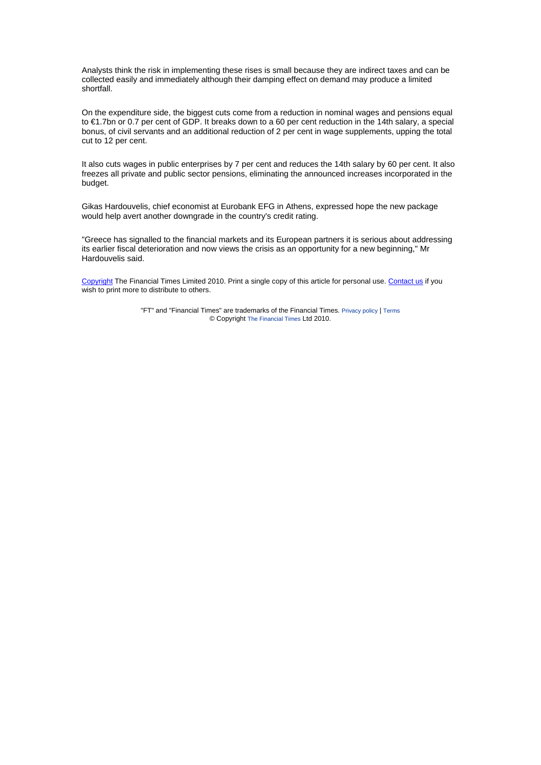Analysts think the risk in implementing these rises is small because they are indirect taxes and can be collected easily and immediately although their damping effect on demand may produce a limited shortfall.

On the expenditure side, the biggest cuts come from a reduction in nominal wages and pensions equal to €1.7bn or 0.7 per cent of GDP. It breaks down to a 60 per cent reduction in the 14th salary, a special bonus, of civil servants and an additional reduction of 2 per cent in wage supplements, upping the total cut to 12 per cent.

It also cuts wages in public enterprises by 7 per cent and reduces the 14th salary by 60 per cent. It also freezes all private and public sector pensions, eliminating the announced increases incorporated in the budget.

Gikas Hardouvelis, chief economist at Eurobank EFG in Athens, expressed hope the new package would help avert another downgrade in the country's credit rating.

"Greece has signalled to the financial markets and its European partners it is serious about addressing its earlier fiscal deterioration and now views the crisis as an opportunity for a new beginning," Mr Hardouvelis said.

Copyright The Financial Times Limited 2010. Print a single copy of this article for personal use. Contact us if you wish to print more to distribute to others.

"FT" and "Financial Times" are trademarks of the Financial Times. Privacy policy | Terms
© Copyright The Financial Times Ltd 2010.